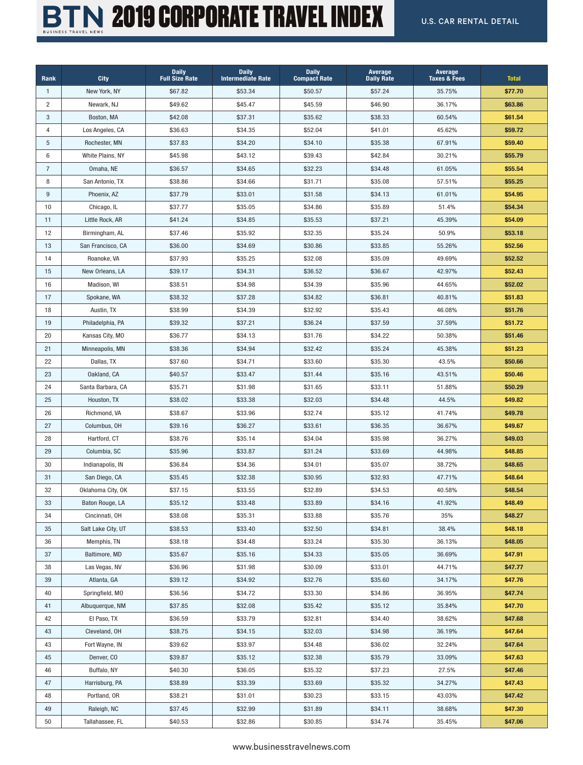# BTN 2019 CORPORATE TRAVEL INDEX

BUSINESS TRAVEL NEWS

U.S. CAR RENTAL DETAIL

| Rank | City | Daily Full Size Rate | Daily Intermediate Rate | Daily Compact Rate | Average Daily Rate | Average Taxes & Fees | Total |
|---|---|---|---|---|---|---|---|
| 1 | New York, NY | $67.82 | $53.34 | $50.57 | $57.24 | 35.75% | **$77.70** |
| 2 | Newark, NJ | $49.62 | $45.47 | $45.59 | $46.90 | 36.17% | **$63.86** |
| 3 | Boston, MA | $42.08 | $37.31 | $35.62 | $38.33 | 60.54% | **$61.54** |
| 4 | Los Angeles, CA | $36.63 | $34.35 | $52.04 | $41.01 | 45.62% | **$59.72** |
| 5 | Rochester, MN | $37.83 | $34.20 | $34.10 | $35.38 | 67.91% | **$59.40** |
| 6 | White Plains, NY | $45.98 | $43.12 | $39.43 | $42.84 | 30.21% | **$55.79** |
| 7 | Omaha, NE | $36.57 | $34.65 | $32.23 | $34.48 | 61.05% | **$55.54** |
| 8 | San Antonio, TX | $38.86 | $34.66 | $31.71 | $35.08 | 57.51% | **$55.25** |
| 9 | Phoenix, AZ | $37.79 | $33.01 | $31.58 | $34.13 | 61.01% | **$54.95** |
| 10 | Chicago, IL | $37.77 | $35.05 | $34.86 | $35.89 | 51.4% | **$54.34** |
| 11 | Little Rock, AR | $41.24 | $34.85 | $35.53 | $37.21 | 45.39% | **$54.09** |
| 12 | Birmingham, AL | $37.46 | $35.92 | $32.35 | $35.24 | 50.9% | **$53.18** |
| 13 | San Francisco, CA | $36.00 | $34.69 | $30.86 | $33.85 | 55.26% | **$52.56** |
| 14 | Roanoke, VA | $37.93 | $35.25 | $32.08 | $35.09 | 49.69% | **$52.52** |
| 15 | New Orleans, LA | $39.17 | $34.31 | $36.52 | $36.67 | 42.97% | **$52.43** |
| 16 | Madison, WI | $38.51 | $34.98 | $34.39 | $35.96 | 44.65% | **$52.02** |
| 17 | Spokane, WA | $38.32 | $37.28 | $34.82 | $36.81 | 40.81% | **$51.83** |
| 18 | Austin, TX | $38.99 | $34.39 | $32.92 | $35.43 | 46.08% | **$51.76** |
| 19 | Philadelphia, PA | $39.32 | $37.21 | $36.24 | $37.59 | 37.59% | **$51.72** |
| 20 | Kansas City, MO | $36.77 | $34.13 | $31.76 | $34.22 | 50.38% | **$51.46** |
| 21 | Minneapolis, MN | $38.36 | $34.94 | $32.42 | $35.24 | 45.38% | **$51.23** |
| 22 | Dallas, TX | $37.60 | $34.71 | $33.60 | $35.30 | 43.5% | **$50.66** |
| 23 | Oakland, CA | $40.57 | $33.47 | $31.44 | $35.16 | 43.51% | **$50.46** |
| 24 | Santa Barbara, CA | $35.71 | $31.98 | $31.65 | $33.11 | 51.88% | **$50.29** |
| 25 | Houston, TX | $38.02 | $33.38 | $32.03 | $34.48 | 44.5% | **$49.82** |
| 26 | Richmond, VA | $38.67 | $33.96 | $32.74 | $35.12 | 41.74% | **$49.78** |
| 27 | Columbus, OH | $39.16 | $36.27 | $33.61 | $36.35 | 36.67% | **$49.67** |
| 28 | Hartford, CT | $38.76 | $35.14 | $34.04 | $35.98 | 36.27% | **$49.03** |
| 29 | Columbia, SC | $35.96 | $33.87 | $31.24 | $33.69 | 44.98% | **$48.85** |
| 30 | Indianapolis, IN | $36.84 | $34.36 | $34.01 | $35.07 | 38.72% | **$48.65** |
| 31 | San Diego, CA | $35.45 | $32.38 | $30.95 | $32.93 | 47.71% | **$48.64** |
| 32 | Oklahoma City, OK | $37.15 | $33.55 | $32.89 | $34.53 | 40.58% | **$48.54** |
| 33 | Baton Rouge, LA | $35.12 | $33.48 | $33.89 | $34.16 | 41.92% | **$48.49** |
| 34 | Cincinnati, OH | $38.08 | $35.31 | $33.88 | $35.76 | 35% | **$48.27** |
| 35 | Salt Lake City, UT | $38.53 | $33.40 | $32.50 | $34.81 | 38.4% | **$48.18** |
| 36 | Memphis, TN | $38.18 | $34.48 | $33.24 | $35.30 | 36.13% | **$48.05** |
| 37 | Baltimore, MD | $35.67 | $35.16 | $34.33 | $35.05 | 36.69% | **$47.91** |
| 38 | Las Vegas, NV | $36.96 | $31.98 | $30.09 | $33.01 | 44.71% | **$47.77** |
| 39 | Atlanta, GA | $39.12 | $34.92 | $32.76 | $35.60 | 34.17% | **$47.76** |
| 40 | Springfield, MO | $36.56 | $34.72 | $33.30 | $34.86 | 36.95% | **$47.74** |
| 41 | Albuquerque, NM | $37.85 | $32.08 | $35.42 | $35.12 | 35.84% | **$47.70** |
| 42 | El Paso, TX | $36.59 | $33.79 | $32.81 | $34.40 | 38.62% | **$47.68** |
| 43 | Cleveland, OH | $38.75 | $34.15 | $32.03 | $34.98 | 36.19% | **$47.64** |
| 43 | Fort Wayne, IN | $39.62 | $33.97 | $34.48 | $36.02 | 32.24% | **$47.64** |
| 45 | Denver, CO | $39.87 | $35.12 | $32.38 | $35.79 | 33.09% | **$47.63** |
| 46 | Buffalo, NY | $40.30 | $36.05 | $35.32 | $37.23 | 27.5% | **$47.46** |
| 47 | Harrisburg, PA | $38.89 | $33.39 | $33.69 | $35.32 | 34.27% | **$47.43** |
| 48 | Portland, OR | $38.21 | $31.01 | $30.23 | $33.15 | 43.03% | **$47.42** |
| 49 | Raleigh, NC | $37.45 | $32.99 | $31.89 | $34.11 | 38.68% | **$47.30** |
| 50 | Tallahassee, FL | $40.53 | $32.86 | $30.85 | $34.74 | 35.45% | **$47.06** |

www.businesstravelnews.com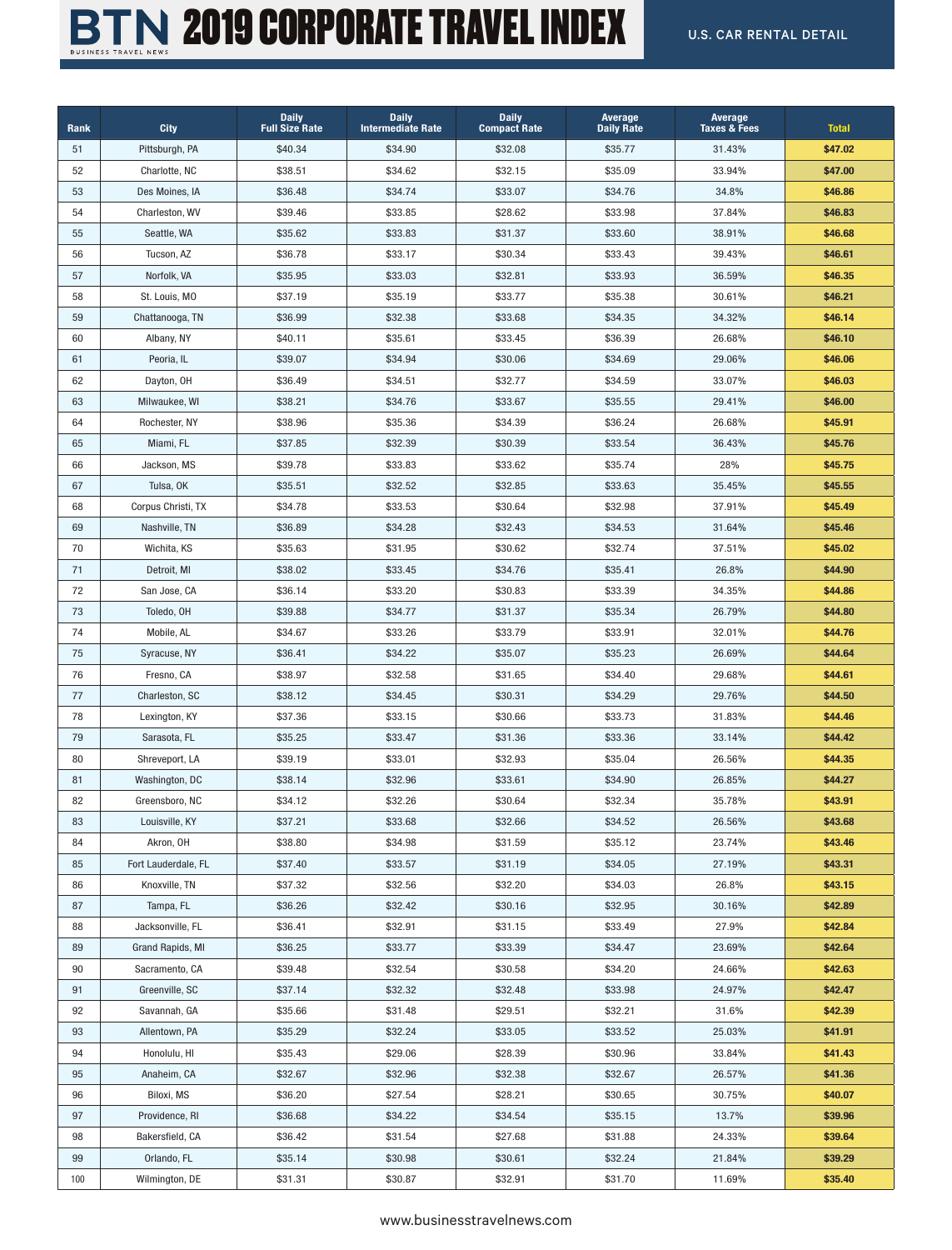# BTN 2019 CORPORATE TRAVEL INDEX

BUSINESS TRAVEL NEWS

U.S. CAR RENTAL DETAIL

| Rank | City | Daily Full Size Rate | Daily Intermediate Rate | Daily Compact Rate | Average Daily Rate | Average Taxes & Fees | Total |
|---|---|---|---|---|---|---|---|
| 51 | Pittsburgh, PA | $40.34 | $34.90 | $32.08 | $35.77 | 31.43% | **$47.02** |
| 52 | Charlotte, NC | $38.51 | $34.62 | $32.15 | $35.09 | 33.94% | **$47.00** |
| 53 | Des Moines, IA | $36.48 | $34.74 | $33.07 | $34.76 | 34.8% | **$46.86** |
| 54 | Charleston, WV | $39.46 | $33.85 | $28.62 | $33.98 | 37.84% | **$46.83** |
| 55 | Seattle, WA | $35.62 | $33.83 | $31.37 | $33.60 | 38.91% | **$46.68** |
| 56 | Tucson, AZ | $36.78 | $33.17 | $30.34 | $33.43 | 39.43% | **$46.61** |
| 57 | Norfolk, VA | $35.95 | $33.03 | $32.81 | $33.93 | 36.59% | **$46.35** |
| 58 | St. Louis, MO | $37.19 | $35.19 | $33.77 | $35.38 | 30.61% | **$46.21** |
| 59 | Chattanooga, TN | $36.99 | $32.38 | $33.68 | $34.35 | 34.32% | **$46.14** |
| 60 | Albany, NY | $40.11 | $35.61 | $33.45 | $36.39 | 26.68% | **$46.10** |
| 61 | Peoria, IL | $39.07 | $34.94 | $30.06 | $34.69 | 29.06% | **$46.06** |
| 62 | Dayton, OH | $36.49 | $34.51 | $32.77 | $34.59 | 33.07% | **$46.03** |
| 63 | Milwaukee, WI | $38.21 | $34.76 | $33.67 | $35.55 | 29.41% | **$46.00** |
| 64 | Rochester, NY | $38.96 | $35.36 | $34.39 | $36.24 | 26.68% | **$45.91** |
| 65 | Miami, FL | $37.85 | $32.39 | $30.39 | $33.54 | 36.43% | **$45.76** |
| 66 | Jackson, MS | $39.78 | $33.83 | $33.62 | $35.74 | 28% | **$45.75** |
| 67 | Tulsa, OK | $35.51 | $32.52 | $32.85 | $33.63 | 35.45% | **$45.55** |
| 68 | Corpus Christi, TX | $34.78 | $33.53 | $30.64 | $32.98 | 37.91% | **$45.49** |
| 69 | Nashville, TN | $36.89 | $34.28 | $32.43 | $34.53 | 31.64% | **$45.46** |
| 70 | Wichita, KS | $35.63 | $31.95 | $30.62 | $32.74 | 37.51% | **$45.02** |
| 71 | Detroit, MI | $38.02 | $33.45 | $34.76 | $35.41 | 26.8% | **$44.90** |
| 72 | San Jose, CA | $36.14 | $33.20 | $30.83 | $33.39 | 34.35% | **$44.86** |
| 73 | Toledo, OH | $39.88 | $34.77 | $31.37 | $35.34 | 26.79% | **$44.80** |
| 74 | Mobile, AL | $34.67 | $33.26 | $33.79 | $33.91 | 32.01% | **$44.76** |
| 75 | Syracuse, NY | $36.41 | $34.22 | $35.07 | $35.23 | 26.69% | **$44.64** |
| 76 | Fresno, CA | $38.97 | $32.58 | $31.65 | $34.40 | 29.68% | **$44.61** |
| 77 | Charleston, SC | $38.12 | $34.45 | $30.31 | $34.29 | 29.76% | **$44.50** |
| 78 | Lexington, KY | $37.36 | $33.15 | $30.66 | $33.73 | 31.83% | **$44.46** |
| 79 | Sarasota, FL | $35.25 | $33.47 | $31.36 | $33.36 | 33.14% | **$44.42** |
| 80 | Shreveport, LA | $39.19 | $33.01 | $32.93 | $35.04 | 26.56% | **$44.35** |
| 81 | Washington, DC | $38.14 | $32.96 | $33.61 | $34.90 | 26.85% | **$44.27** |
| 82 | Greensboro, NC | $34.12 | $32.26 | $30.64 | $32.34 | 35.78% | **$43.91** |
| 83 | Louisville, KY | $37.21 | $33.68 | $32.66 | $34.52 | 26.56% | **$43.68** |
| 84 | Akron, OH | $38.80 | $34.98 | $31.59 | $35.12 | 23.74% | **$43.46** |
| 85 | Fort Lauderdale, FL | $37.40 | $33.57 | $31.19 | $34.05 | 27.19% | **$43.31** |
| 86 | Knoxville, TN | $37.32 | $32.56 | $32.20 | $34.03 | 26.8% | **$43.15** |
| 87 | Tampa, FL | $36.26 | $32.42 | $30.16 | $32.95 | 30.16% | **$42.89** |
| 88 | Jacksonville, FL | $36.41 | $32.91 | $31.15 | $33.49 | 27.9% | **$42.84** |
| 89 | Grand Rapids, MI | $36.25 | $33.77 | $33.39 | $34.47 | 23.69% | **$42.64** |
| 90 | Sacramento, CA | $39.48 | $32.54 | $30.58 | $34.20 | 24.66% | **$42.63** |
| 91 | Greenville, SC | $37.14 | $32.32 | $32.48 | $33.98 | 24.97% | **$42.47** |
| 92 | Savannah, GA | $35.66 | $31.48 | $29.51 | $32.21 | 31.6% | **$42.39** |
| 93 | Allentown, PA | $35.29 | $32.24 | $33.05 | $33.52 | 25.03% | **$41.91** |
| 94 | Honolulu, HI | $35.43 | $29.06 | $28.39 | $30.96 | 33.84% | **$41.43** |
| 95 | Anaheim, CA | $32.67 | $32.96 | $32.38 | $32.67 | 26.57% | **$41.36** |
| 96 | Biloxi, MS | $36.20 | $27.54 | $28.21 | $30.65 | 30.75% | **$40.07** |
| 97 | Providence, RI | $36.68 | $34.22 | $34.54 | $35.15 | 13.7% | **$39.96** |
| 98 | Bakersfield, CA | $36.42 | $31.54 | $27.68 | $31.88 | 24.33% | **$39.64** |
| 99 | Orlando, FL | $35.14 | $30.98 | $30.61 | $32.24 | 21.84% | **$39.29** |
| 100 | Wilmington, DE | $31.31 | $30.87 | $32.91 | $31.70 | 11.69% | **$35.40** |

www.businesstravelnews.com